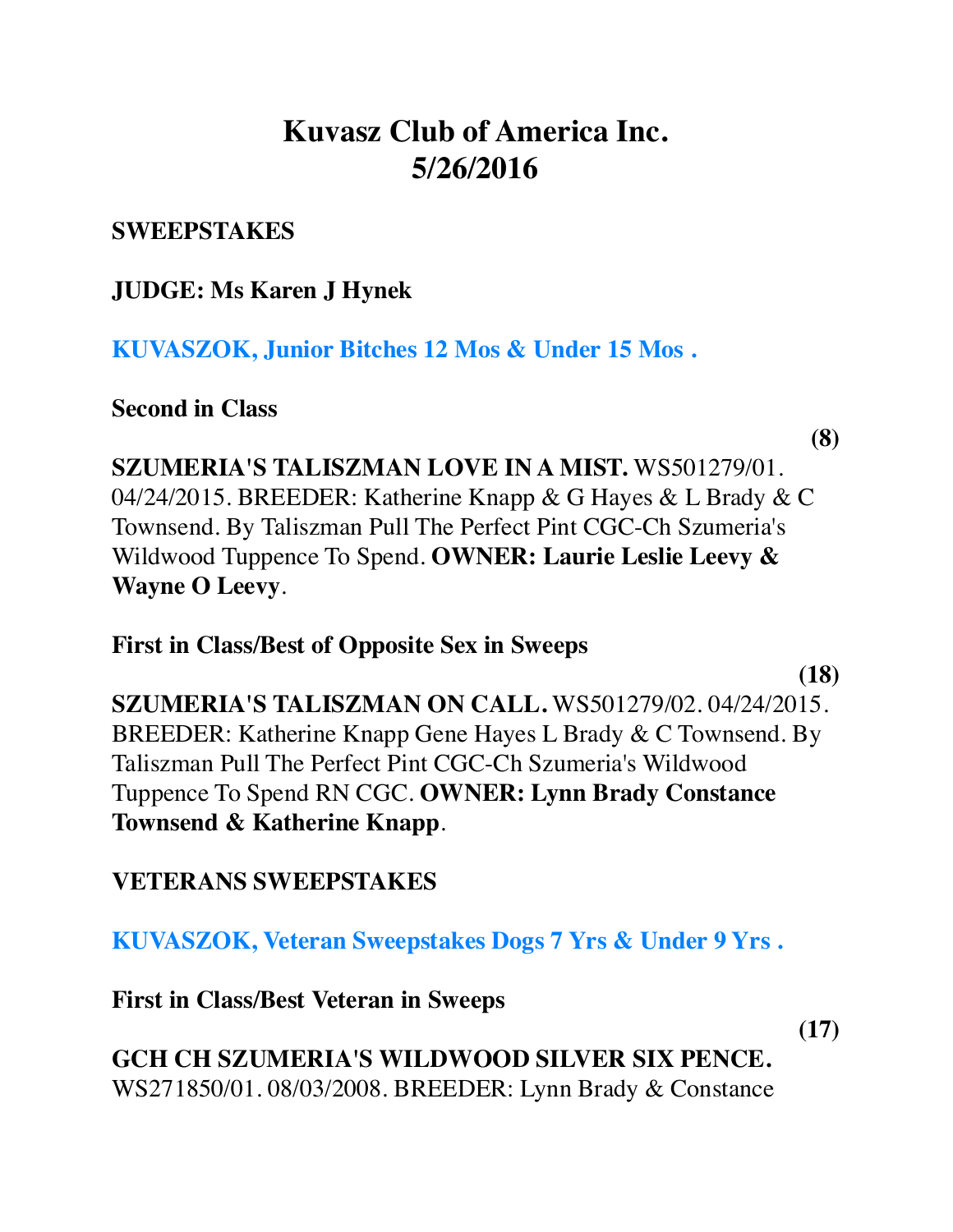# Kuvasz Club of America Inc.
# 5/26/2016

**SWEEPSTAKES**

**JUDGE: Ms Karen J Hynek**

**KUVASZOK, Junior Bitches 12 Mos & Under 15 Mos .**

**Second in Class**

**(8)**

**SZUMERIA'S TALISZMAN LOVE IN A MIST.** WS501279/01. 04/24/2015. BREEDER: Katherine Knapp & G Hayes & L Brady & C Townsend. By Taliszman Pull The Perfect Pint CGC-Ch Szumeria's Wildwood Tuppence To Spend. **OWNER: Laurie Leslie Leevy & Wayne O Leevy**.

**First in Class/Best of Opposite Sex in Sweeps**

**(18)**

**SZUMERIA'S TALISZMAN ON CALL.** WS501279/02. 04/24/2015. BREEDER: Katherine Knapp Gene Hayes L Brady & C Townsend. By Taliszman Pull The Perfect Pint CGC-Ch Szumeria's Wildwood Tuppence To Spend RN CGC. **OWNER: Lynn Brady Constance Townsend & Katherine Knapp**.

**VETERANS SWEEPSTAKES**

**KUVASZOK, Veteran Sweepstakes Dogs 7 Yrs & Under 9 Yrs .**

**First in Class/Best Veteran in Sweeps**

**(17)**

**GCH CH SZUMERIA'S WILDWOOD SILVER SIX PENCE.** WS271850/01. 08/03/2008. BREEDER: Lynn Brady & Constance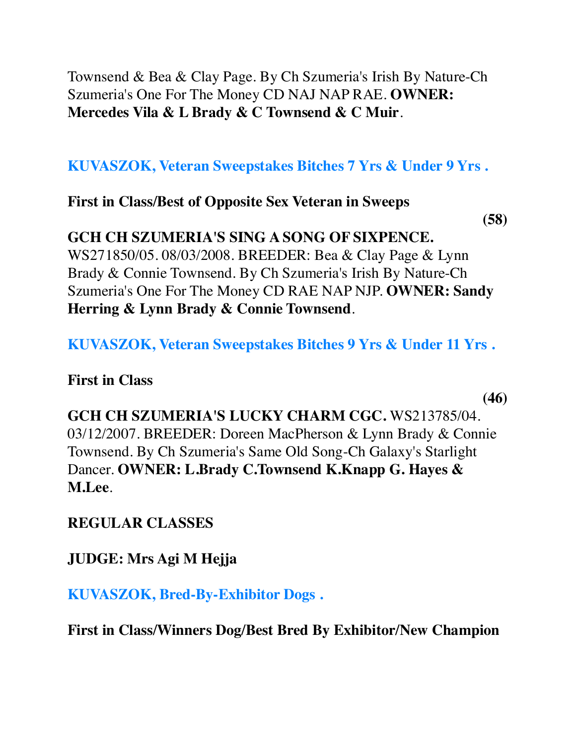Townsend & Bea & Clay Page. By Ch Szumeria's Irish By Nature-Ch Szumeria's One For The Money CD NAJ NAP RAE. **OWNER: Mercedes Vila & L Brady & C Townsend & C Muir**.

### KUVASZOK, Veteran Sweepstakes Bitches 7 Yrs & Under 9 Yrs .

**First in Class/Best of Opposite Sex Veteran in Sweeps**

**(58)**

**GCH CH SZUMERIA'S SING A SONG OF SIXPENCE.** WS271850/05. 08/03/2008. BREEDER: Bea & Clay Page & Lynn Brady & Connie Townsend. By Ch Szumeria's Irish By Nature-Ch Szumeria's One For The Money CD RAE NAP NJP. **OWNER: Sandy Herring & Lynn Brady & Connie Townsend**.

### KUVASZOK, Veteran Sweepstakes Bitches 9 Yrs & Under 11 Yrs .

**First in Class**

**(46)**

**GCH CH SZUMERIA'S LUCKY CHARM CGC.** WS213785/04. 03/12/2007. BREEDER: Doreen MacPherson & Lynn Brady & Connie Townsend. By Ch Szumeria's Same Old Song-Ch Galaxy's Starlight Dancer. **OWNER: L.Brady C.Townsend K.Knapp G. Hayes & M.Lee**.

**REGULAR CLASSES**

**JUDGE: Mrs Agi M Hejja**

### KUVASZOK, Bred-By-Exhibitor Dogs .

**First in Class/Winners Dog/Best Bred By Exhibitor/New Champion**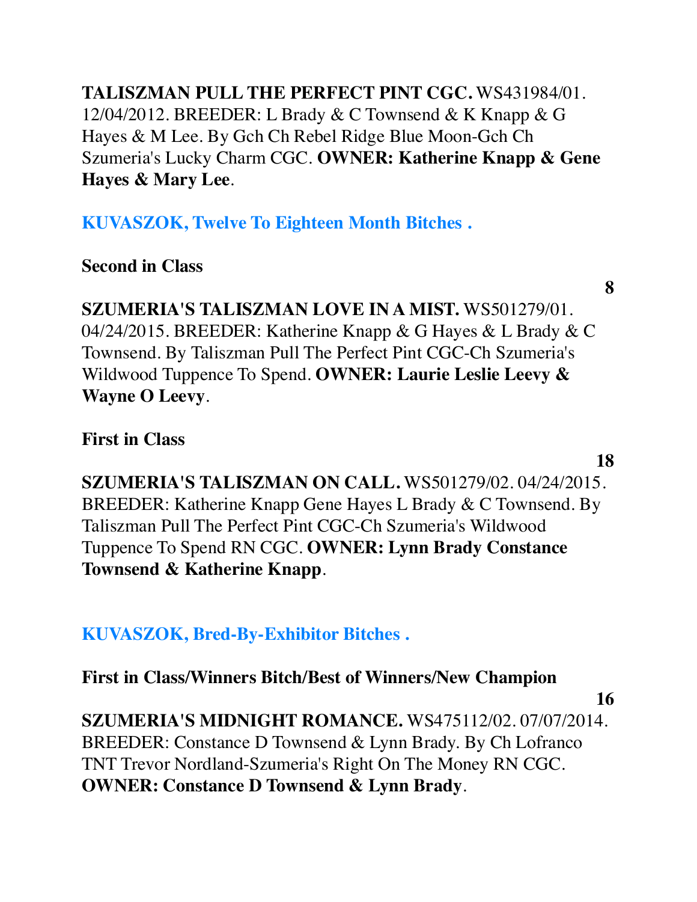**TALISZMAN PULL THE PERFECT PINT CGC.** WS431984/01. 12/04/2012. BREEDER: L Brady & C Townsend & K Knapp & G Hayes & M Lee. By Gch Ch Rebel Ridge Blue Moon-Gch Ch Szumeria's Lucky Charm CGC. **OWNER: Katherine Knapp & Gene Hayes & Mary Lee**.

## KUVASZOK, Twelve To Eighteen Month Bitches .

**Second in Class**

**8**

**SZUMERIA'S TALISZMAN LOVE IN A MIST.** WS501279/01. 04/24/2015. BREEDER: Katherine Knapp & G Hayes & L Brady & C Townsend. By Taliszman Pull The Perfect Pint CGC-Ch Szumeria's Wildwood Tuppence To Spend. **OWNER: Laurie Leslie Leevy & Wayne O Leevy**.

**First in Class**

**18**

**SZUMERIA'S TALISZMAN ON CALL.** WS501279/02. 04/24/2015. BREEDER: Katherine Knapp Gene Hayes L Brady & C Townsend. By Taliszman Pull The Perfect Pint CGC-Ch Szumeria's Wildwood Tuppence To Spend RN CGC. **OWNER: Lynn Brady Constance Townsend & Katherine Knapp**.

## KUVASZOK, Bred-By-Exhibitor Bitches .

**First in Class/Winners Bitch/Best of Winners/New Champion**

**16**

**SZUMERIA'S MIDNIGHT ROMANCE.** WS475112/02. 07/07/2014. BREEDER: Constance D Townsend & Lynn Brady. By Ch Lofranco TNT Trevor Nordland-Szumeria's Right On The Money RN CGC. **OWNER: Constance D Townsend & Lynn Brady**.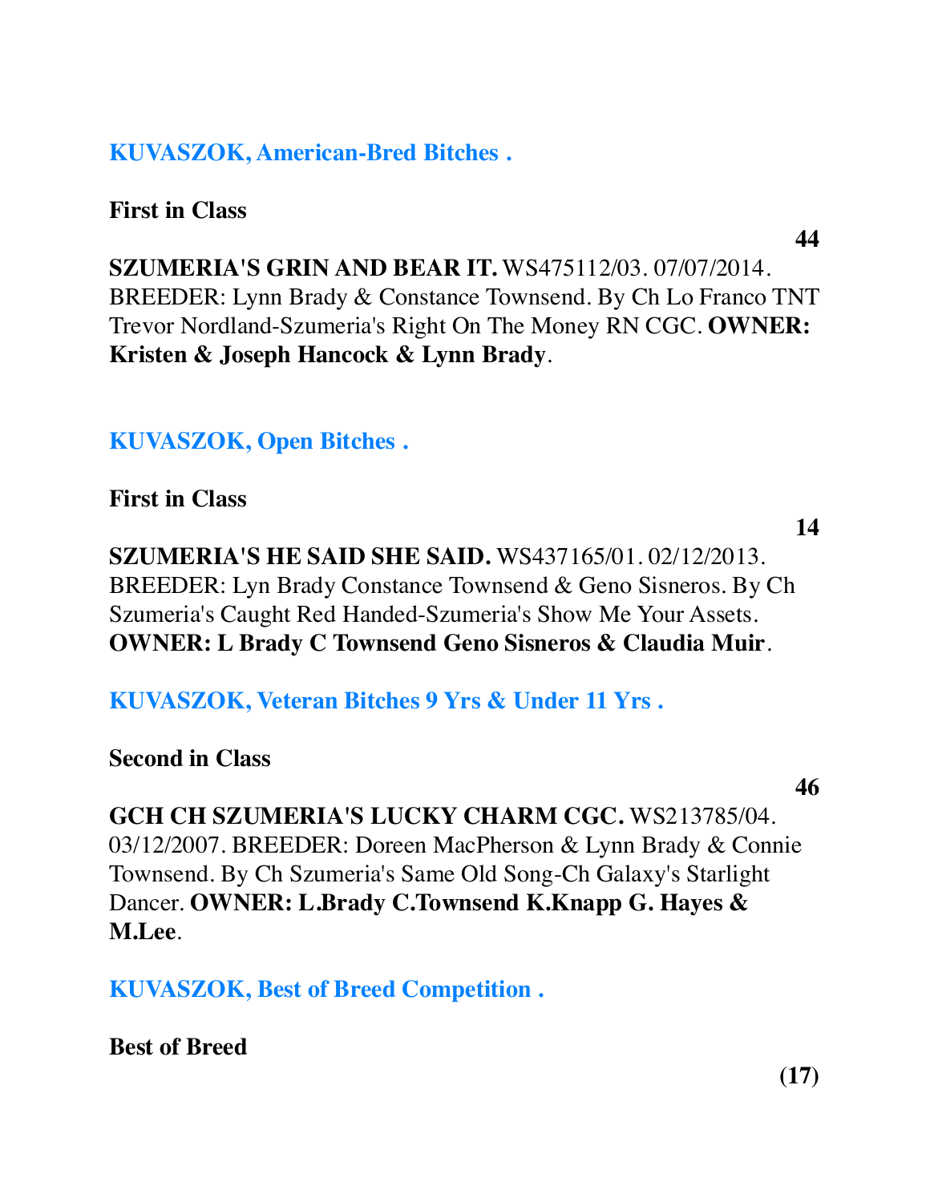### KUVASZOK, American-Bred Bitches .

**First in Class**

**44**

**SZUMERIA'S GRIN AND BEAR IT.** WS475112/03. 07/07/2014. BREEDER: Lynn Brady & Constance Townsend. By Ch Lo Franco TNT Trevor Nordland-Szumeria's Right On The Money RN CGC. **OWNER: Kristen & Joseph Hancock & Lynn Brady**.

### KUVASZOK, Open Bitches .

**First in Class**

**14**

**SZUMERIA'S HE SAID SHE SAID.** WS437165/01. 02/12/2013. BREEDER: Lyn Brady Constance Townsend & Geno Sisneros. By Ch Szumeria's Caught Red Handed-Szumeria's Show Me Your Assets. **OWNER: L Brady C Townsend Geno Sisneros & Claudia Muir**.

### KUVASZOK, Veteran Bitches 9 Yrs & Under 11 Yrs .

**Second in Class**

**46**

**GCH CH SZUMERIA'S LUCKY CHARM CGC.** WS213785/04. 03/12/2007. BREEDER: Doreen MacPherson & Lynn Brady & Connie Townsend. By Ch Szumeria's Same Old Song-Ch Galaxy's Starlight Dancer. **OWNER: L.Brady C.Townsend K.Knapp G. Hayes & M.Lee**.

### KUVASZOK, Best of Breed Competition .

**Best of Breed**

**(17)**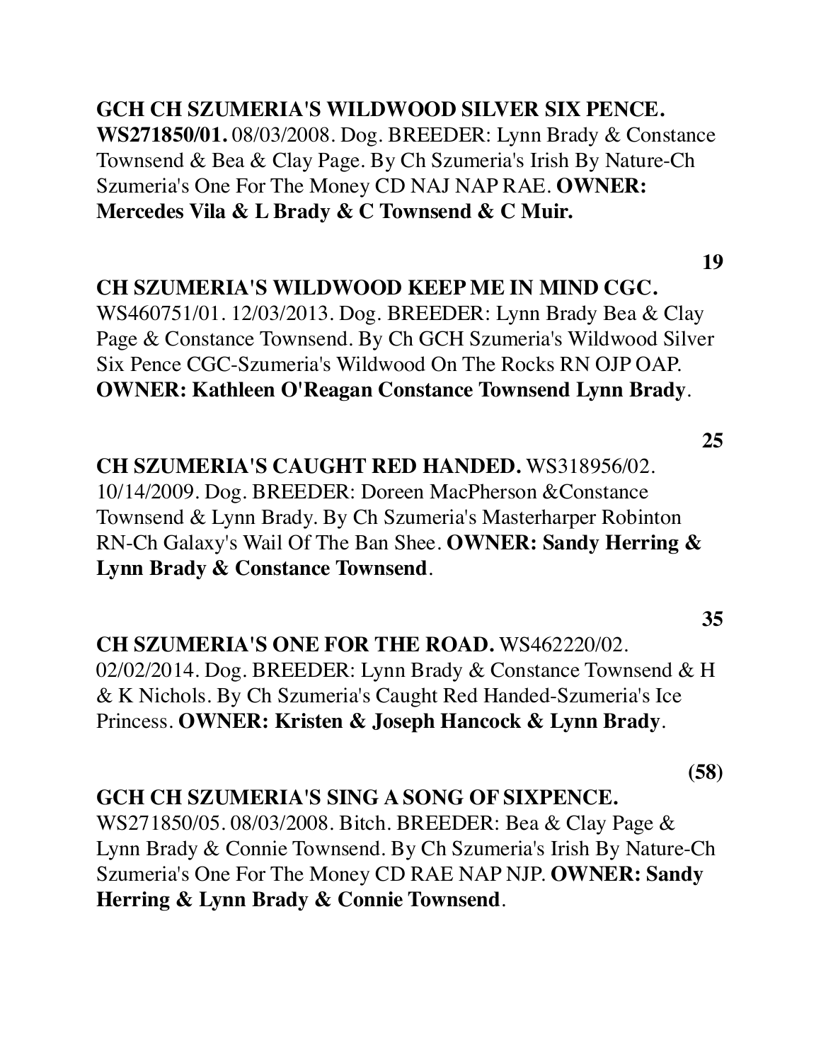**GCH CH SZUMERIA'S WILDWOOD SILVER SIX PENCE. WS271850/01.** 08/03/2008. Dog. BREEDER: Lynn Brady & Constance Townsend & Bea & Clay Page. By Ch Szumeria's Irish By Nature-Ch Szumeria's One For The Money CD NAJ NAP RAE. **OWNER: Mercedes Vila & L Brady & C Townsend & C Muir.**

**19**

**CH SZUMERIA'S WILDWOOD KEEP ME IN MIND CGC.** WS460751/01. 12/03/2013. Dog. BREEDER: Lynn Brady Bea & Clay Page & Constance Townsend. By Ch GCH Szumeria's Wildwood Silver Six Pence CGC-Szumeria's Wildwood On The Rocks RN OJP OAP. **OWNER: Kathleen O'Reagan Constance Townsend Lynn Brady**.

**25**

**CH SZUMERIA'S CAUGHT RED HANDED.** WS318956/02. 10/14/2009. Dog. BREEDER: Doreen MacPherson &Constance Townsend & Lynn Brady. By Ch Szumeria's Masterharper Robinton RN-Ch Galaxy's Wail Of The Ban Shee. **OWNER: Sandy Herring & Lynn Brady & Constance Townsend**.

**35**

**CH SZUMERIA'S ONE FOR THE ROAD.** WS462220/02. 02/02/2014. Dog. BREEDER: Lynn Brady & Constance Townsend & H & K Nichols. By Ch Szumeria's Caught Red Handed-Szumeria's Ice Princess. **OWNER: Kristen & Joseph Hancock & Lynn Brady**.

**(58)**

**GCH CH SZUMERIA'S SING A SONG OF SIXPENCE.** WS271850/05. 08/03/2008. Bitch. BREEDER: Bea & Clay Page & Lynn Brady & Connie Townsend. By Ch Szumeria's Irish By Nature-Ch Szumeria's One For The Money CD RAE NAP NJP. **OWNER: Sandy Herring & Lynn Brady & Connie Townsend**.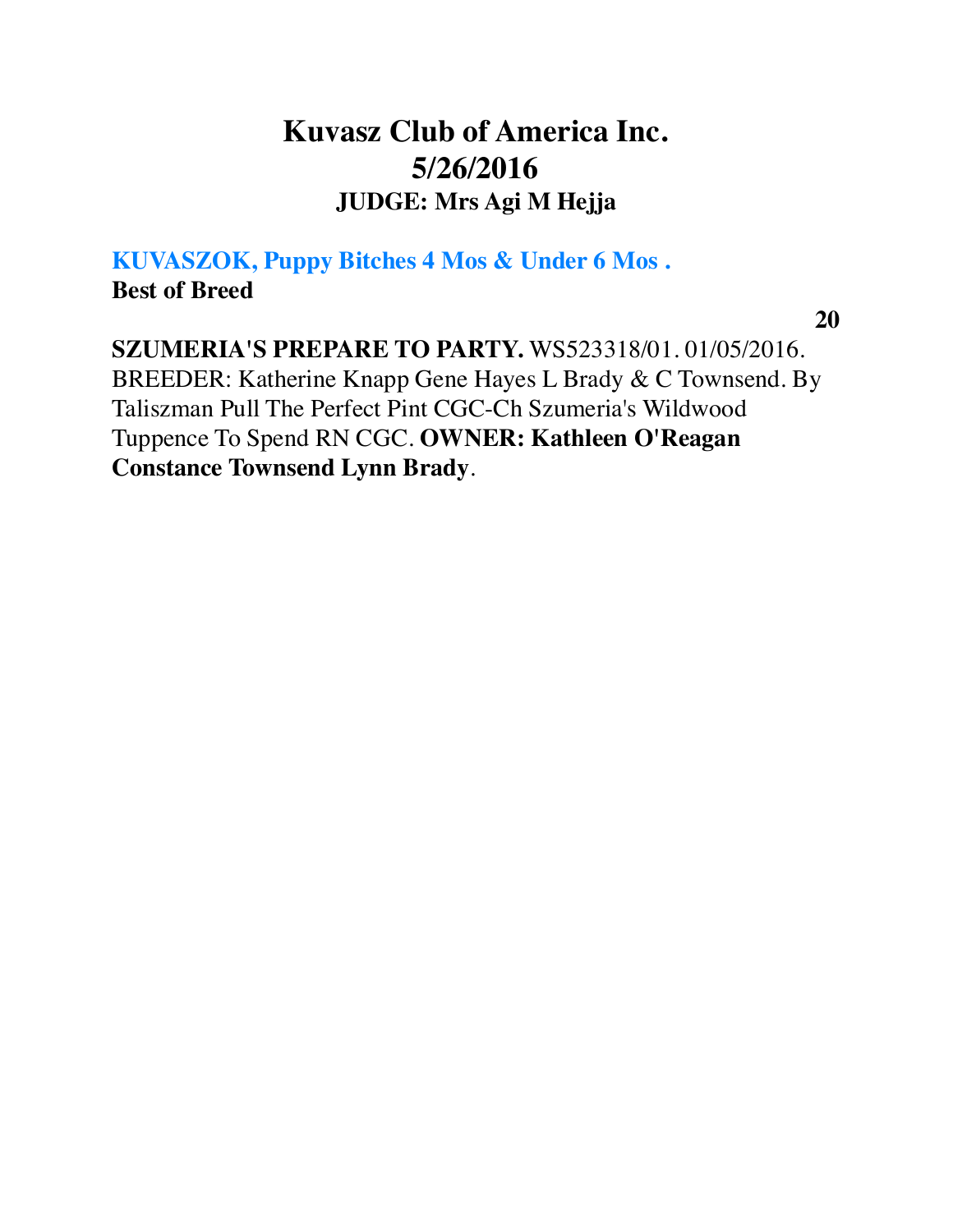# Kuvasz Club of America Inc.
# 5/26/2016
## JUDGE: Mrs Agi M Hejja

### KUVASZOK, Puppy Bitches 4 Mos & Under 6 Mos .

**Best of Breed**

**20**

**SZUMERIA'S PREPARE TO PARTY.** WS523318/01. 01/05/2016. BREEDER: Katherine Knapp Gene Hayes L Brady & C Townsend. By Taliszman Pull The Perfect Pint CGC-Ch Szumeria's Wildwood Tuppence To Spend RN CGC. **OWNER: Kathleen O'Reagan Constance Townsend Lynn Brady**.